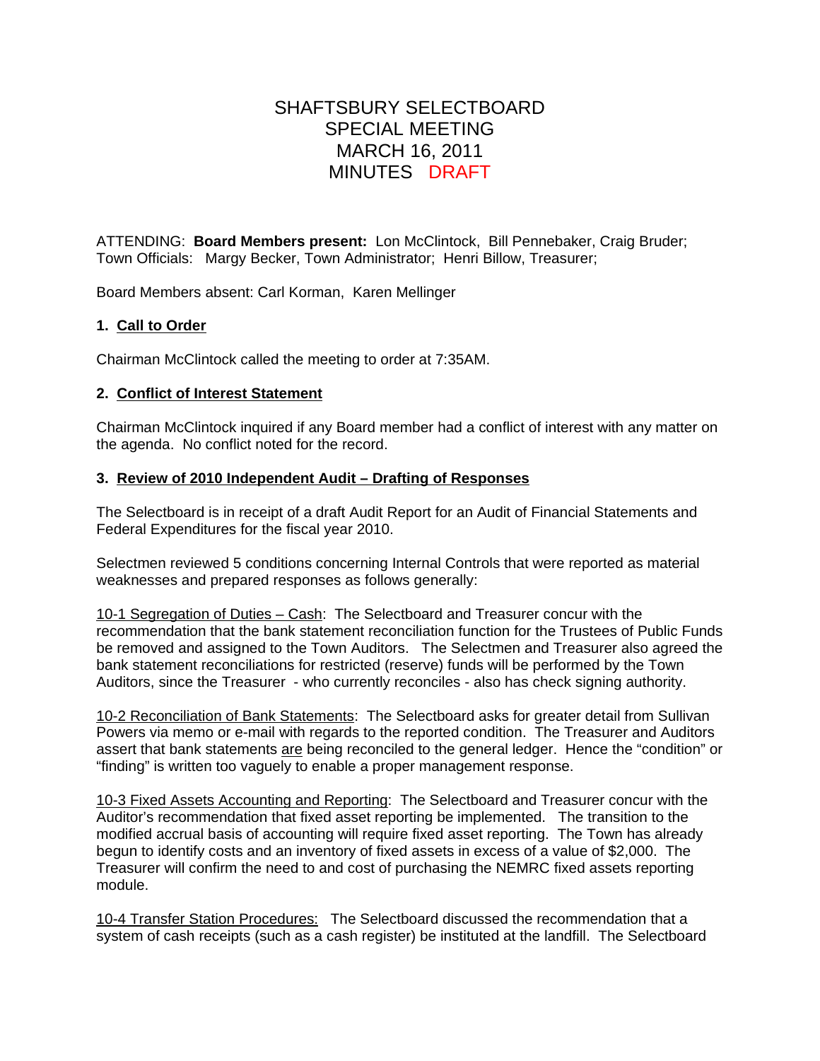# SHAFTSBURY SELECTBOARD
# SPECIAL MEETING
# MARCH 16, 2011
# MINUTES DRAFT

ATTENDING: **Board Members present:** Lon McClintock, Bill Pennebaker, Craig Bruder; Town Officials: Margy Becker, Town Administrator; Henri Billow, Treasurer;

Board Members absent: Carl Korman, Karen Mellinger

### 1. Call to Order

Chairman McClintock called the meeting to order at 7:35AM.

### 2. Conflict of Interest Statement

Chairman McClintock inquired if any Board member had a conflict of interest with any matter on the agenda. No conflict noted for the record.

### 3. Review of 2010 Independent Audit – Drafting of Responses

The Selectboard is in receipt of a draft Audit Report for an Audit of Financial Statements and Federal Expenditures for the fiscal year 2010.

Selectmen reviewed 5 conditions concerning Internal Controls that were reported as material weaknesses and prepared responses as follows generally:

10-1 Segregation of Duties – Cash: The Selectboard and Treasurer concur with the recommendation that the bank statement reconciliation function for the Trustees of Public Funds be removed and assigned to the Town Auditors. The Selectmen and Treasurer also agreed the bank statement reconciliations for restricted (reserve) funds will be performed by the Town Auditors, since the Treasurer - who currently reconciles - also has check signing authority.

10-2 Reconciliation of Bank Statements: The Selectboard asks for greater detail from Sullivan Powers via memo or e-mail with regards to the reported condition. The Treasurer and Auditors assert that bank statements are being reconciled to the general ledger. Hence the "condition" or "finding" is written too vaguely to enable a proper management response.

10-3 Fixed Assets Accounting and Reporting: The Selectboard and Treasurer concur with the Auditor's recommendation that fixed asset reporting be implemented. The transition to the modified accrual basis of accounting will require fixed asset reporting. The Town has already begun to identify costs and an inventory of fixed assets in excess of a value of $2,000. The Treasurer will confirm the need to and cost of purchasing the NEMRC fixed assets reporting module.

10-4 Transfer Station Procedures: The Selectboard discussed the recommendation that a system of cash receipts (such as a cash register) be instituted at the landfill. The Selectboard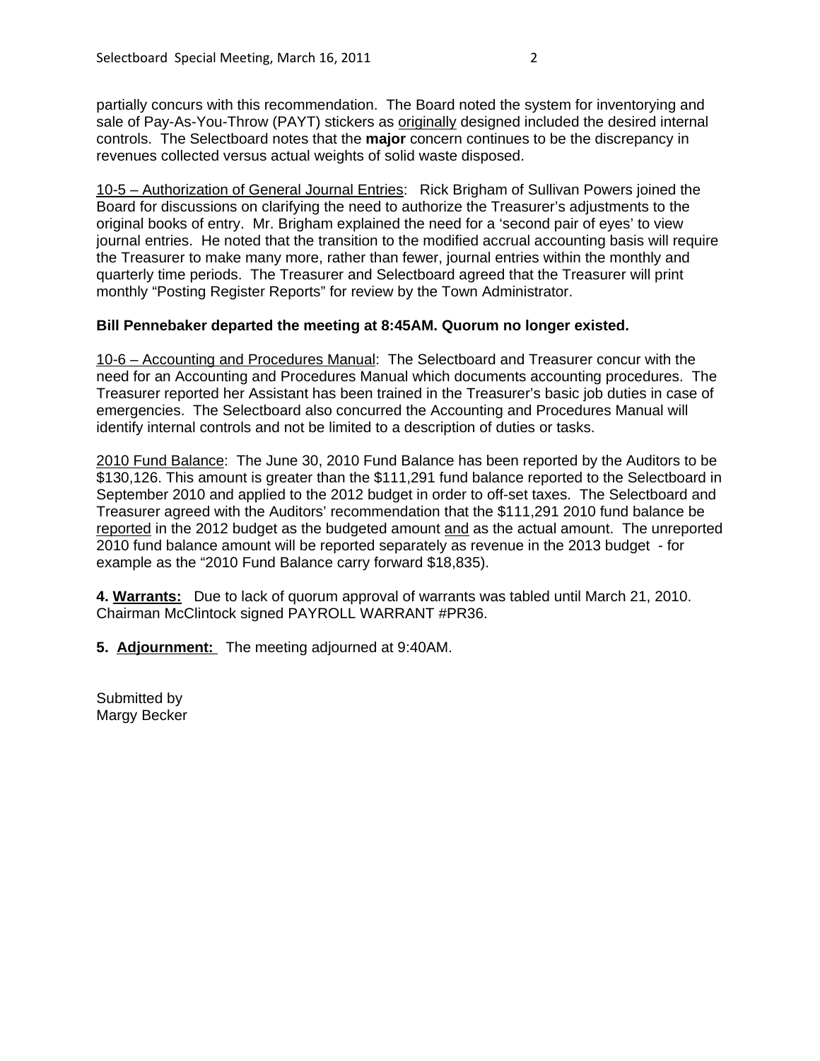partially concurs with this recommendation. The Board noted the system for inventorying and sale of Pay-As-You-Throw (PAYT) stickers as originally designed included the desired internal controls. The Selectboard notes that the **major** concern continues to be the discrepancy in revenues collected versus actual weights of solid waste disposed.

10-5 – Authorization of General Journal Entries: Rick Brigham of Sullivan Powers joined the Board for discussions on clarifying the need to authorize the Treasurer's adjustments to the original books of entry. Mr. Brigham explained the need for a 'second pair of eyes' to view journal entries. He noted that the transition to the modified accrual accounting basis will require the Treasurer to make many more, rather than fewer, journal entries within the monthly and quarterly time periods. The Treasurer and Selectboard agreed that the Treasurer will print monthly "Posting Register Reports" for review by the Town Administrator.

**Bill Pennebaker departed the meeting at 8:45AM. Quorum no longer existed.**

10-6 – Accounting and Procedures Manual: The Selectboard and Treasurer concur with the need for an Accounting and Procedures Manual which documents accounting procedures. The Treasurer reported her Assistant has been trained in the Treasurer's basic job duties in case of emergencies. The Selectboard also concurred the Accounting and Procedures Manual will identify internal controls and not be limited to a description of duties or tasks.

2010 Fund Balance: The June 30, 2010 Fund Balance has been reported by the Auditors to be $130,126. This amount is greater than the $111,291 fund balance reported to the Selectboard in September 2010 and applied to the 2012 budget in order to off-set taxes. The Selectboard and Treasurer agreed with the Auditors' recommendation that the $111,291 2010 fund balance be reported in the 2012 budget as the budgeted amount and as the actual amount. The unreported 2010 fund balance amount will be reported separately as revenue in the 2013 budget - for example as the "2010 Fund Balance carry forward $18,835).

**4. Warrants:** Due to lack of quorum approval of warrants was tabled until March 21, 2010. Chairman McClintock signed PAYROLL WARRANT #PR36.

**5. Adjournment:** The meeting adjourned at 9:40AM.

Submitted by
Margy Becker